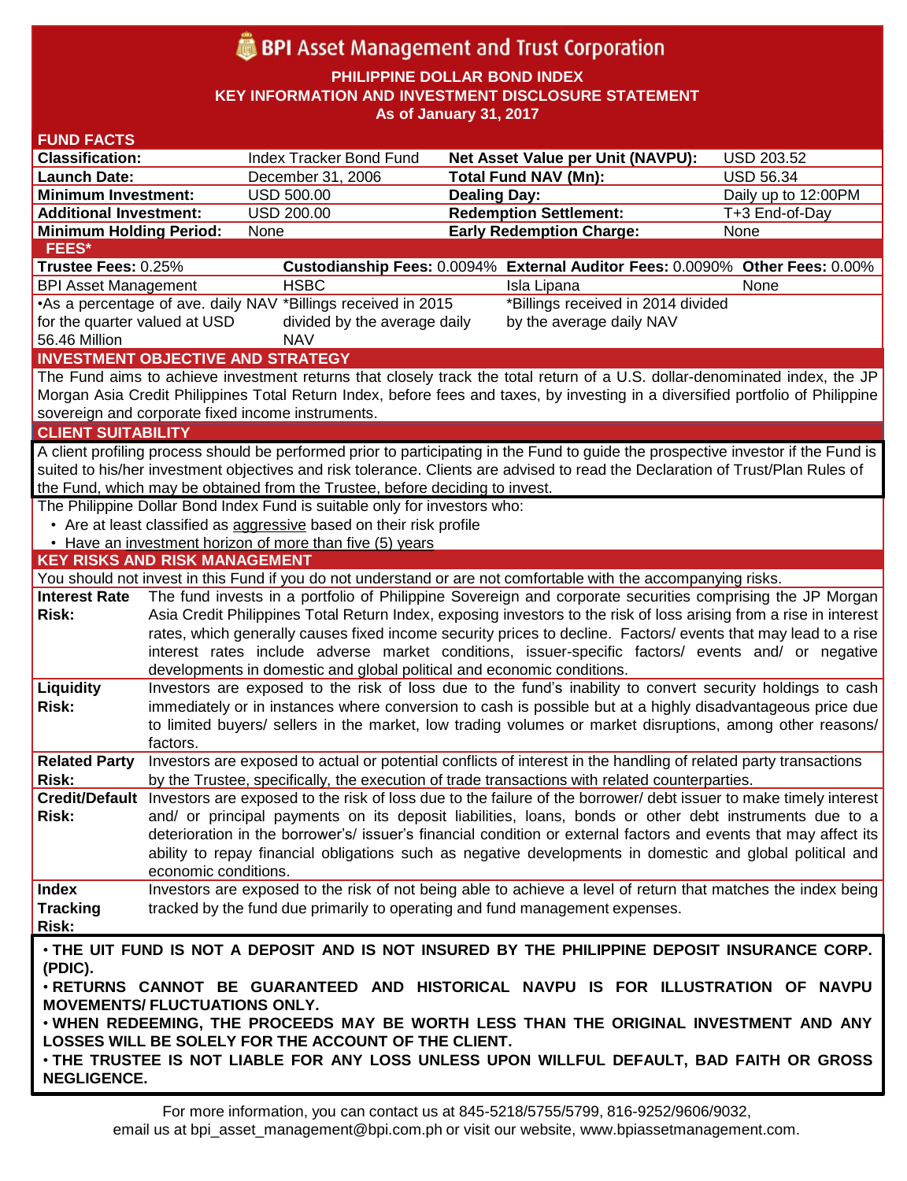# BPI Asset Management and Trust Corporation

**PHILIPPINE DOLLAR BOND INDEX**
**KEY INFORMATION AND INVESTMENT DISCLOSURE STATEMENT**
**As of January 31, 2017**

## FUND FACTS

| | | | |
|---|---|---|---|
| **Classification:** | Index Tracker Bond Fund | **Net Asset Value per Unit (NAVPU):** | USD 203.52 |
| **Launch Date:** | December 31, 2006 | **Total Fund NAV (Mn):** | USD 56.34 |
| **Minimum Investment:** | USD 500.00 | **Dealing Day:** | Daily up to 12:00PM |
| **Additional Investment:** | USD 200.00 | **Redemption Settlement:** | T+3 End-of-Day |
| **Minimum Holding Period:** | None | **Early Redemption Charge:** | None |

## FEES*

| **Trustee Fees:** 0.25% | **Custodianship Fees:** 0.0094% | **External Auditor Fees:** 0.0090% | **Other Fees:** 0.00% |
|---|---|---|---|
| BPI Asset Management | HSBC | Isla Lipana | None |
| •As a percentage of ave. daily NAV for the quarter valued at USD 56.46 Million | *Billings received in 2015 divided by the average daily NAV | *Billings received in 2014 divided by the average daily NAV | |

## INVESTMENT OBJECTIVE AND STRATEGY

The Fund aims to achieve investment returns that closely track the total return of a U.S. dollar-denominated index, the JP Morgan Asia Credit Philippines Total Return Index, before fees and taxes, by investing in a diversified portfolio of Philippine sovereign and corporate fixed income instruments.

## CLIENT SUITABILITY

A client profiling process should be performed prior to participating in the Fund to guide the prospective investor if the Fund is suited to his/her investment objectives and risk tolerance. Clients are advised to read the Declaration of Trust/Plan Rules of the Fund, which may be obtained from the Trustee, before deciding to invest.

The Philippine Dollar Bond Index Fund is suitable only for investors who:

- Are at least classified as aggressive based on their risk profile
- Have an investment horizon of more than five (5) years

## KEY RISKS AND RISK MANAGEMENT

You should not invest in this Fund if you do not understand or are not comfortable with the accompanying risks.

| | |
|---|---|
| **Interest Rate Risk:** | The fund invests in a portfolio of Philippine Sovereign and corporate securities comprising the JP Morgan Asia Credit Philippines Total Return Index, exposing investors to the risk of loss arising from a rise in interest rates, which generally causes fixed income security prices to decline. Factors/ events that may lead to a rise interest rates include adverse market conditions, issuer-specific factors/ events and/ or negative developments in domestic and global political and economic conditions. |
| **Liquidity Risk:** | Investors are exposed to the risk of loss due to the fund's inability to convert security holdings to cash immediately or in instances where conversion to cash is possible but at a highly disadvantageous price due to limited buyers/ sellers in the market, low trading volumes or market disruptions, among other reasons/ factors. |
| **Related Party Risk:** | Investors are exposed to actual or potential conflicts of interest in the handling of related party transactions by the Trustee, specifically, the execution of trade transactions with related counterparties. |
| **Credit/Default Risk:** | Investors are exposed to the risk of loss due to the failure of the borrower/ debt issuer to make timely interest and/ or principal payments on its deposit liabilities, loans, bonds or other debt instruments due to a deterioration in the borrower's/ issuer's financial condition or external factors and events that may affect its ability to repay financial obligations such as negative developments in domestic and global political and economic conditions. |
| **Index Tracking Risk:** | Investors are exposed to the risk of not being able to achieve a level of return that matches the index being tracked by the fund due primarily to operating and fund management expenses. |

**• THE UIT FUND IS NOT A DEPOSIT AND IS NOT INSURED BY THE PHILIPPINE DEPOSIT INSURANCE CORP. (PDIC).**

**• RETURNS CANNOT BE GUARANTEED AND HISTORICAL NAVPU IS FOR ILLUSTRATION OF NAVPU MOVEMENTS/ FLUCTUATIONS ONLY.**

**• WHEN REDEEMING, THE PROCEEDS MAY BE WORTH LESS THAN THE ORIGINAL INVESTMENT AND ANY LOSSES WILL BE SOLELY FOR THE ACCOUNT OF THE CLIENT.**

**• THE TRUSTEE IS NOT LIABLE FOR ANY LOSS UNLESS UPON WILLFUL DEFAULT, BAD FAITH OR GROSS NEGLIGENCE.**

For more information, you can contact us at 845-5218/5755/5799, 816-9252/9606/9032, email us at bpi_asset_management@bpi.com.ph or visit our website, www.bpiassetmanagement.com.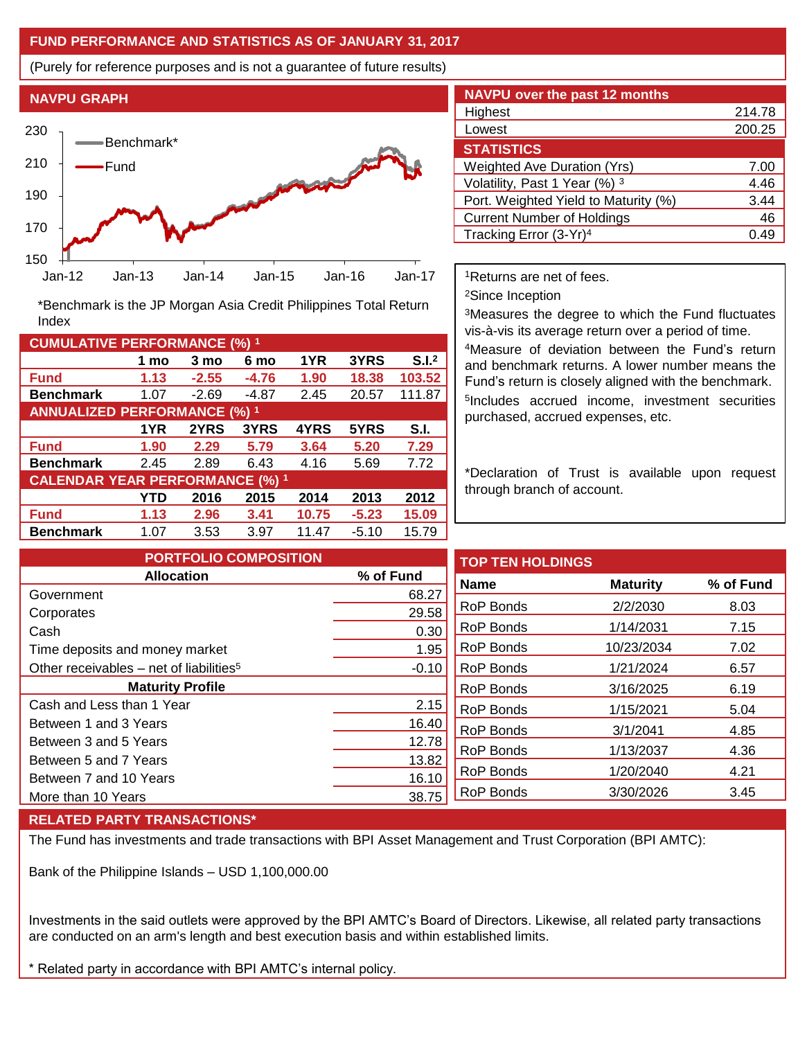## FUND PERFORMANCE AND STATISTICS AS OF JANUARY 31, 2017

(Purely for reference purposes and is not a guarantee of future results)

### NAVPU GRAPH

*Benchmark is the JP Morgan Asia Credit Philippines Total Return Index

### NAVPU over the past 12 months

| | |
|---|---|
| Highest | 214.78 |
| Lowest | 200.25 |

### STATISTICS

| | |
|---|---|
| Weighted Ave Duration (Yrs) | 7.00 |
| Volatility, Past 1 Year (%) [3] | 4.46 |
| Port. Weighted Yield to Maturity (%) | 3.44 |
| Current Number of Holdings | 46 |
| Tracking Error (3-Yr)[4] | 0.49 |

### CUMULATIVE PERFORMANCE (%) [1]

| | 1 mo | 3 mo | 6 mo | 1YR | 3YRS | S.I.[2] |
|---|---|---|---|---|---|---|
| **Fund** | **1.13** | **-2.55** | **-4.76** | **1.90** | **18.38** | **103.52** |
| **Benchmark** | 1.07 | -2.69 | -4.87 | 2.45 | 20.57 | 111.87 |

### ANNUALIZED PERFORMANCE (%) [1]

| | 1YR | 2YRS | 3YRS | 4YRS | 5YRS | S.I. |
|---|---|---|---|---|---|---|
| **Fund** | **1.90** | **2.29** | **5.79** | **3.64** | **5.20** | **7.29** |
| **Benchmark** | 2.45 | 2.89 | 6.43 | 4.16 | 5.69 | 7.72 |

### CALENDAR YEAR PERFORMANCE (%) [1]

| | YTD | 2016 | 2015 | 2014 | 2013 | 2012 |
|---|---|---|---|---|---|---|
| **Fund** | **1.13** | **2.96** | **3.41** | **10.75** | **-5.23** | **15.09** |
| **Benchmark** | 1.07 | 3.53 | 3.97 | 11.47 | -5.10 | 15.79 |

[1]Returns are net of fees.

[2]Since Inception

[3]Measures the degree to which the Fund fluctuates vis-à-vis its average return over a period of time.

[4]Measure of deviation between the Fund's return and benchmark returns. A lower number means the Fund's return is closely aligned with the benchmark.

[5]Includes accrued income, investment securities purchased, accrued expenses, etc.

*Declaration of Trust is available upon request through branch of account.

### PORTFOLIO COMPOSITION

| Allocation | % of Fund |
|---|---|
| Government | 68.27 |
| Corporates | 29.58 |
| Cash | 0.30 |
| Time deposits and money market | 1.95 |
| Other receivables – net of liabilities[5] | -0.10 |
| **Maturity Profile** | |
| Cash and Less than 1 Year | 2.15 |
| Between 1 and 3 Years | 16.40 |
| Between 3 and 5 Years | 12.78 |
| Between 5 and 7 Years | 13.82 |
| Between 7 and 10 Years | 16.10 |
| More than 10 Years | 38.75 |

### TOP TEN HOLDINGS

| Name | Maturity | % of Fund |
|---|---|---|
| RoP Bonds | 2/2/2030 | 8.03 |
| RoP Bonds | 1/14/2031 | 7.15 |
| RoP Bonds | 10/23/2034 | 7.02 |
| RoP Bonds | 1/21/2024 | 6.57 |
| RoP Bonds | 3/16/2025 | 6.19 |
| RoP Bonds | 1/15/2021 | 5.04 |
| RoP Bonds | 3/1/2041 | 4.85 |
| RoP Bonds | 1/13/2037 | 4.36 |
| RoP Bonds | 1/20/2040 | 4.21 |
| RoP Bonds | 3/30/2026 | 3.45 |

### RELATED PARTY TRANSACTIONS*

The Fund has investments and trade transactions with BPI Asset Management and Trust Corporation (BPI AMTC):

Bank of the Philippine Islands – USD 1,100,000.00

Investments in the said outlets were approved by the BPI AMTC's Board of Directors. Likewise, all related party transactions are conducted on an arm's length and best execution basis and within established limits.

* Related party in accordance with BPI AMTC's internal policy.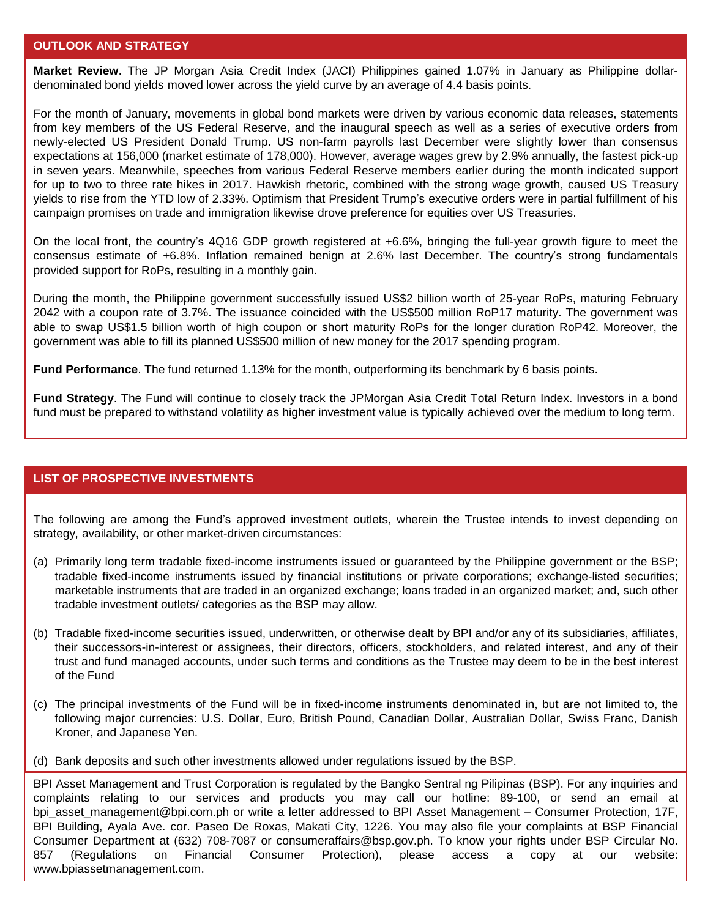## OUTLOOK AND STRATEGY

**Market Review**. The JP Morgan Asia Credit Index (JACI) Philippines gained 1.07% in January as Philippine dollar-denominated bond yields moved lower across the yield curve by an average of 4.4 basis points.

For the month of January, movements in global bond markets were driven by various economic data releases, statements from key members of the US Federal Reserve, and the inaugural speech as well as a series of executive orders from newly-elected US President Donald Trump. US non-farm payrolls last December were slightly lower than consensus expectations at 156,000 (market estimate of 178,000). However, average wages grew by 2.9% annually, the fastest pick-up in seven years. Meanwhile, speeches from various Federal Reserve members earlier during the month indicated support for up to two to three rate hikes in 2017. Hawkish rhetoric, combined with the strong wage growth, caused US Treasury yields to rise from the YTD low of 2.33%. Optimism that President Trump's executive orders were in partial fulfillment of his campaign promises on trade and immigration likewise drove preference for equities over US Treasuries.

On the local front, the country's 4Q16 GDP growth registered at +6.6%, bringing the full-year growth figure to meet the consensus estimate of +6.8%. Inflation remained benign at 2.6% last December. The country's strong fundamentals provided support for RoPs, resulting in a monthly gain.

During the month, the Philippine government successfully issued US$2 billion worth of 25-year RoPs, maturing February 2042 with a coupon rate of 3.7%. The issuance coincided with the US$500 million RoP17 maturity. The government was able to swap US$1.5 billion worth of high coupon or short maturity RoPs for the longer duration RoP42. Moreover, the government was able to fill its planned US$500 million of new money for the 2017 spending program.

**Fund Performance**. The fund returned 1.13% for the month, outperforming its benchmark by 6 basis points.

**Fund Strategy**. The Fund will continue to closely track the JPMorgan Asia Credit Total Return Index. Investors in a bond fund must be prepared to withstand volatility as higher investment value is typically achieved over the medium to long term.

## LIST OF PROSPECTIVE INVESTMENTS

The following are among the Fund's approved investment outlets, wherein the Trustee intends to invest depending on strategy, availability, or other market-driven circumstances:

(a) Primarily long term tradable fixed-income instruments issued or guaranteed by the Philippine government or the BSP; tradable fixed-income instruments issued by financial institutions or private corporations; exchange-listed securities; marketable instruments that are traded in an organized exchange; loans traded in an organized market; and, such other tradable investment outlets/ categories as the BSP may allow.

(b) Tradable fixed-income securities issued, underwritten, or otherwise dealt by BPI and/or any of its subsidiaries, affiliates, their successors-in-interest or assignees, their directors, officers, stockholders, and related interest, and any of their trust and fund managed accounts, under such terms and conditions as the Trustee may deem to be in the best interest of the Fund

(c) The principal investments of the Fund will be in fixed-income instruments denominated in, but are not limited to, the following major currencies: U.S. Dollar, Euro, British Pound, Canadian Dollar, Australian Dollar, Swiss Franc, Danish Kroner, and Japanese Yen.

(d) Bank deposits and such other investments allowed under regulations issued by the BSP.

BPI Asset Management and Trust Corporation is regulated by the Bangko Sentral ng Pilipinas (BSP). For any inquiries and complaints relating to our services and products you may call our hotline: 89-100, or send an email at bpi_asset_management@bpi.com.ph or write a letter addressed to BPI Asset Management – Consumer Protection, 17F, BPI Building, Ayala Ave. cor. Paseo De Roxas, Makati City, 1226. You may also file your complaints at BSP Financial Consumer Department at (632) 708-7087 or consumeraffairs@bsp.gov.ph. To know your rights under BSP Circular No. 857 (Regulations on Financial Consumer Protection), please access a copy at our website: www.bpiassetmanagement.com.